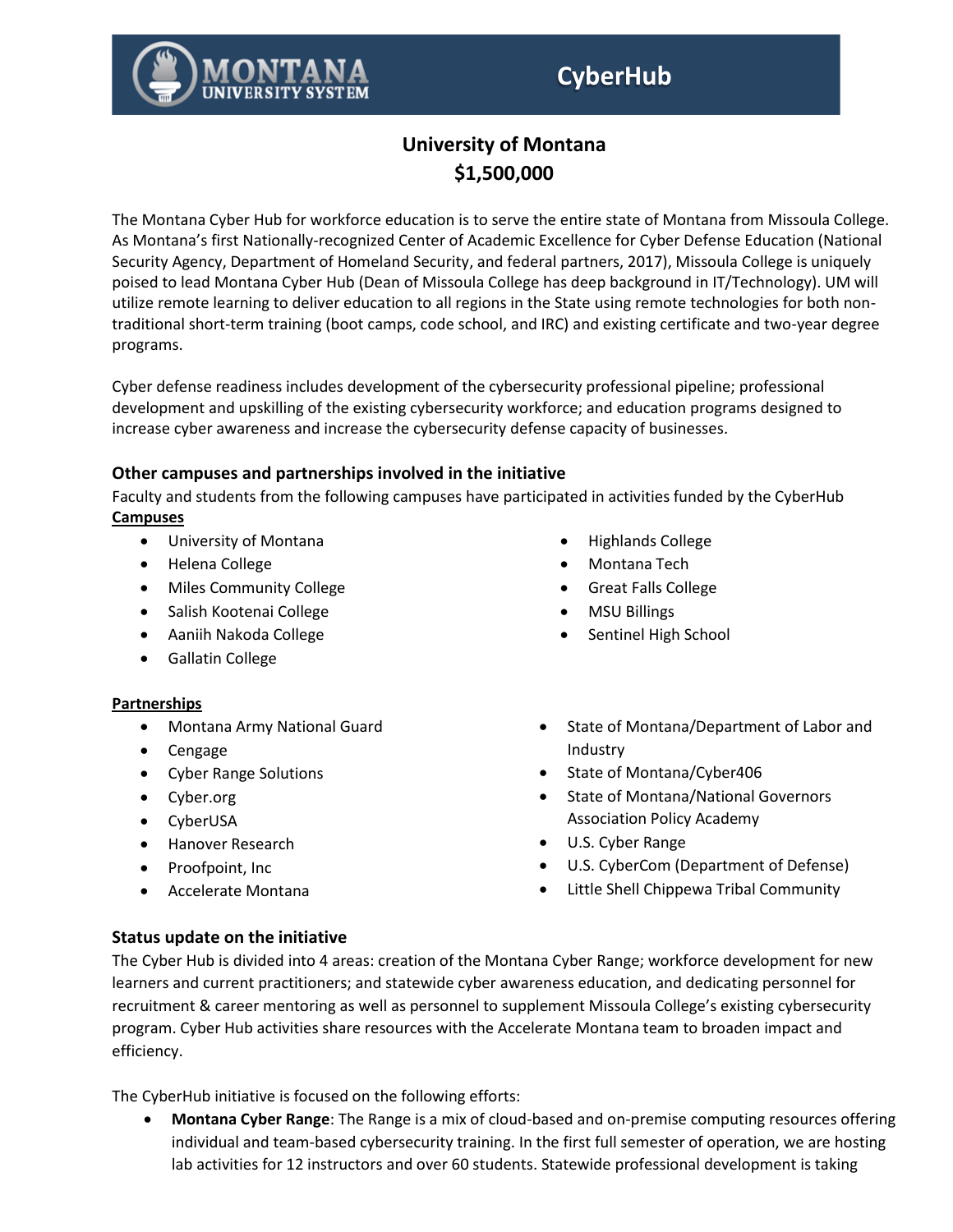# Montana University System — CyberHub

## University of Montana
## $1,500,000

The Montana Cyber Hub for workforce education is to serve the entire state of Montana from Missoula College. As Montana's first Nationally-recognized Center of Academic Excellence for Cyber Defense Education (National Security Agency, Department of Homeland Security, and federal partners, 2017), Missoula College is uniquely poised to lead Montana Cyber Hub (Dean of Missoula College has deep background in IT/Technology). UM will utilize remote learning to deliver education to all regions in the State using remote technologies for both non-traditional short-term training (boot camps, code school, and IRC) and existing certificate and two-year degree programs.

Cyber defense readiness includes development of the cybersecurity professional pipeline; professional development and upskilling of the existing cybersecurity workforce; and education programs designed to increase cyber awareness and increase the cybersecurity defense capacity of businesses.

### Other campuses and partnerships involved in the initiative

Faculty and students from the following campuses have participated in activities funded by the CyberHub

**Campuses**

- University of Montana
- Helena College
- Miles Community College
- Salish Kootenai College
- Aaniih Nakoda College
- Gallatin College
- Highlands College
- Montana Tech
- Great Falls College
- MSU Billings
- Sentinel High School

**Partnerships**

- Montana Army National Guard
- Cengage
- Cyber Range Solutions
- Cyber.org
- CyberUSA
- Hanover Research
- Proofpoint, Inc
- Accelerate Montana
- State of Montana/Department of Labor and Industry
- State of Montana/Cyber406
- State of Montana/National Governors Association Policy Academy
- U.S. Cyber Range
- U.S. CyberCom (Department of Defense)
- Little Shell Chippewa Tribal Community

### Status update on the initiative

The Cyber Hub is divided into 4 areas: creation of the Montana Cyber Range; workforce development for new learners and current practitioners; and statewide cyber awareness education, and dedicating personnel for recruitment & career mentoring as well as personnel to supplement Missoula College's existing cybersecurity program. Cyber Hub activities share resources with the Accelerate Montana team to broaden impact and efficiency.

The CyberHub initiative is focused on the following efforts:

- **Montana Cyber Range**: The Range is a mix of cloud-based and on-premise computing resources offering individual and team-based cybersecurity training. In the first full semester of operation, we are hosting lab activities for 12 instructors and over 60 students. Statewide professional development is taking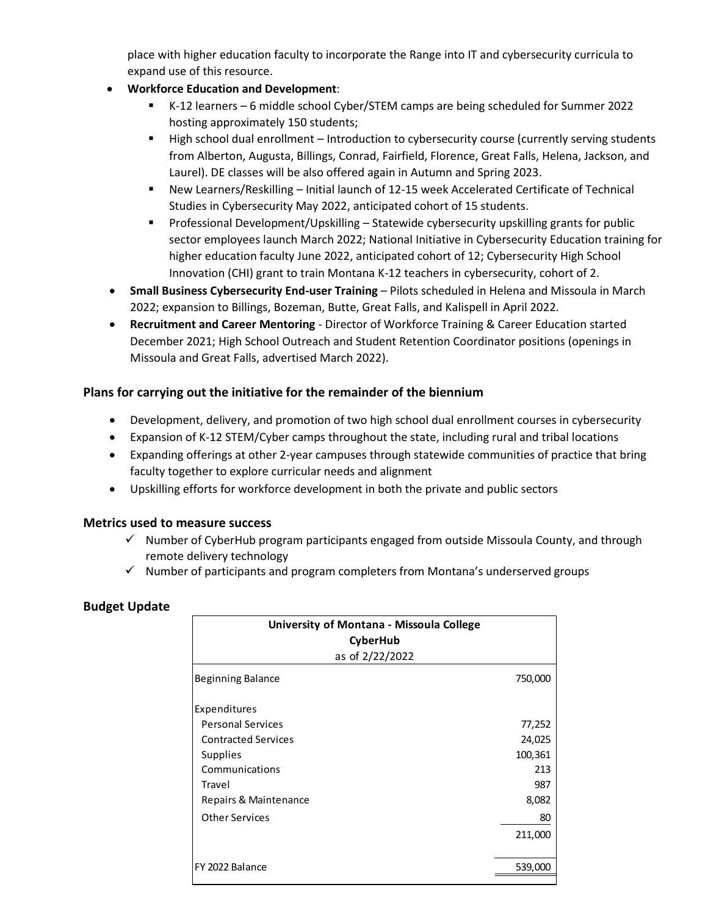place with higher education faculty to incorporate the Range into IT and cybersecurity curricula to expand use of this resource.

- **Workforce Education and Development**:
  - K-12 learners – 6 middle school Cyber/STEM camps are being scheduled for Summer 2022 hosting approximately 150 students;
  - High school dual enrollment – Introduction to cybersecurity course (currently serving students from Alberton, Augusta, Billings, Conrad, Fairfield, Florence, Great Falls, Helena, Jackson, and Laurel). DE classes will be also offered again in Autumn and Spring 2023.
  - New Learners/Reskilling – Initial launch of 12-15 week Accelerated Certificate of Technical Studies in Cybersecurity May 2022, anticipated cohort of 15 students.
  - Professional Development/Upskilling – Statewide cybersecurity upskilling grants for public sector employees launch March 2022; National Initiative in Cybersecurity Education training for higher education faculty June 2022, anticipated cohort of 12; Cybersecurity High School Innovation (CHI) grant to train Montana K-12 teachers in cybersecurity, cohort of 2.
- **Small Business Cybersecurity End-user Training** – Pilots scheduled in Helena and Missoula in March 2022; expansion to Billings, Bozeman, Butte, Great Falls, and Kalispell in April 2022.
- **Recruitment and Career Mentoring** - Director of Workforce Training & Career Education started December 2021; High School Outreach and Student Retention Coordinator positions (openings in Missoula and Great Falls, advertised March 2022).

### Plans for carrying out the initiative for the remainder of the biennium

- Development, delivery, and promotion of two high school dual enrollment courses in cybersecurity
- Expansion of K-12 STEM/Cyber camps throughout the state, including rural and tribal locations
- Expanding offerings at other 2-year campuses through statewide communities of practice that bring faculty together to explore curricular needs and alignment
- Upskilling efforts for workforce development in both the private and public sectors

### Metrics used to measure success

- ✓ Number of CyberHub program participants engaged from outside Missoula County, and through remote delivery technology
- ✓ Number of participants and program completers from Montana's underserved groups

### Budget Update

| **University of Montana - Missoula College**<br>**CyberHub**<br>as of 2/22/2022 | |
|---|---|
| Beginning Balance | 750,000 |
| Expenditures | |
| Personal Services | 77,252 |
| Contracted Services | 24,025 |
| Supplies | 100,361 |
| Communications | 213 |
| Travel | 987 |
| Repairs & Maintenance | 8,082 |
| Other Services | 80 |
| | 211,000 |
| FY 2022 Balance | 539,000 |